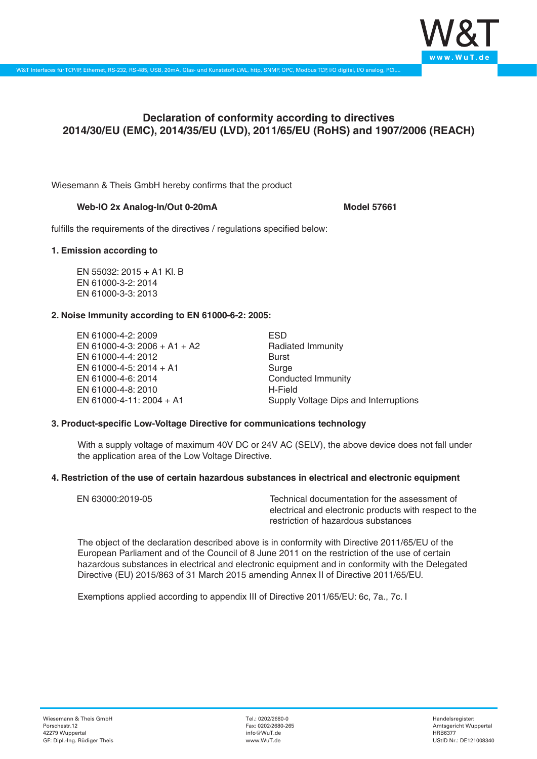# Declaration of conformity according to directives 2014/30/EU (EMC), 2014/35/EU (LVD), 2011/65/EU (RoHS) and 1907/2006 (REACH)

Wiesemann & Theis GmbH hereby confirms that the product

**Web-IO 2x Analog-In/Out 0-20mA** **Model 57661**

fulfills the requirements of the directives / regulations specified below:

### 1. Emission according to

EN 55032: 2015 + A1 Kl. B
EN 61000-3-2: 2014
EN 61000-3-3: 2013

### 2. Noise Immunity according to EN 61000-6-2: 2005:

| | |
|---|---|
| EN 61000-4-2: 2009 | ESD |
| EN 61000-4-3: 2006 + A1 + A2 | Radiated Immunity |
| EN 61000-4-4: 2012 | Burst |
| EN 61000-4-5: 2014 + A1 | Surge |
| EN 61000-4-6: 2014 | Conducted Immunity |
| EN 61000-4-8: 2010 | H-Field |
| EN 61000-4-11: 2004 + A1 | Supply Voltage Dips and Interruptions |

### 3. Product-specific Low-Voltage Directive for communications technology

With a supply voltage of maximum 40V DC or 24V AC (SELV), the above device does not fall under the application area of the Low Voltage Directive.

### 4. Restriction of the use of certain hazardous substances in electrical and electronic equipment

| | |
|---|---|
| EN 63000:2019-05 | Technical documentation for the assessment of electrical and electronic products with respect to the restriction of hazardous substances |

The object of the declaration described above is in conformity with Directive 2011/65/EU of the European Parliament and of the Council of 8 June 2011 on the restriction of the use of certain hazardous substances in electrical and electronic equipment and in conformity with the Delegated Directive (EU) 2015/863 of 31 March 2015 amending Annex II of Directive 2011/65/EU.

Exemptions applied according to appendix III of Directive 2011/65/EU: 6c, 7a., 7c. I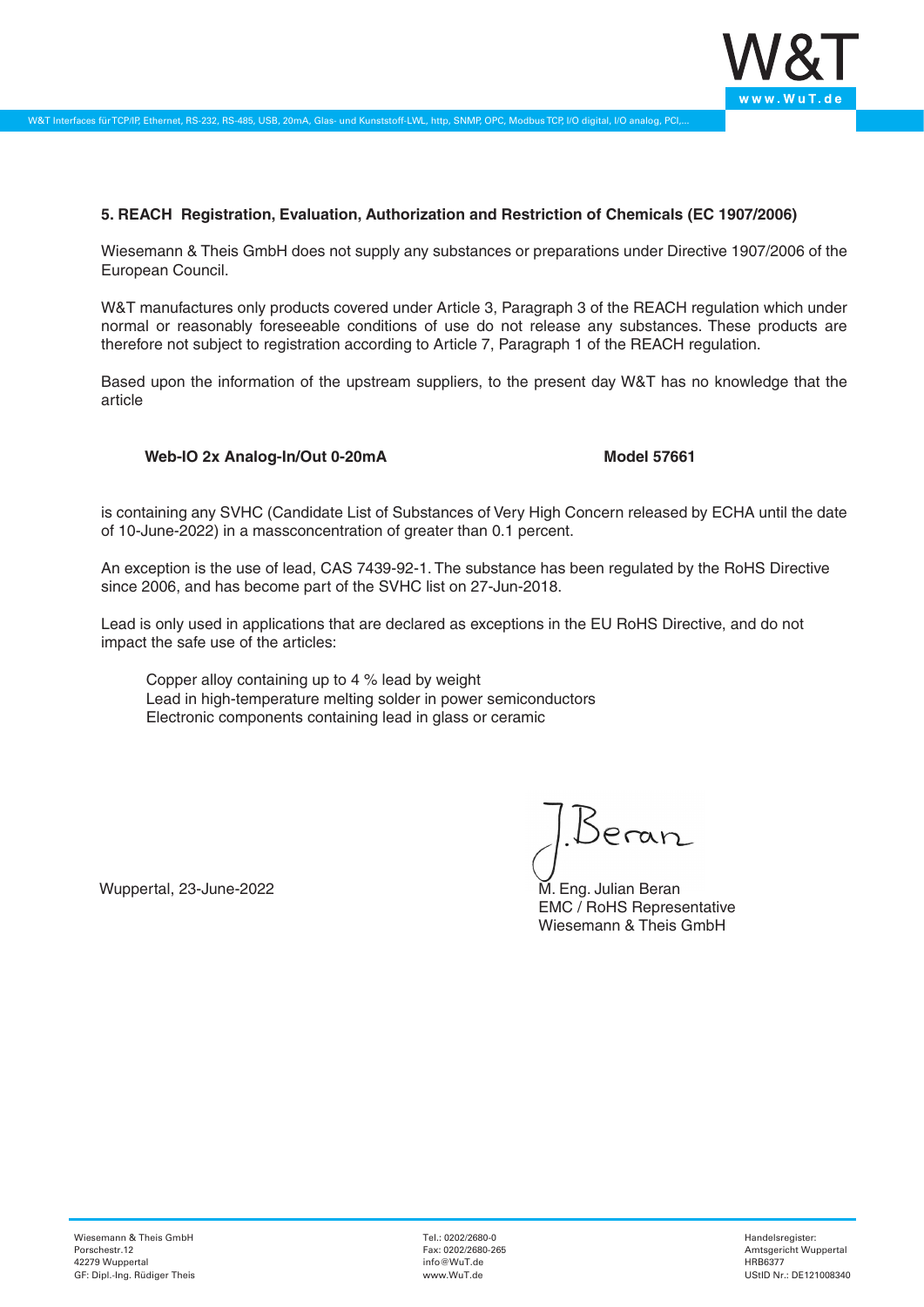### 5. REACH Registration, Evaluation, Authorization and Restriction of Chemicals (EC 1907/2006)

Wiesemann & Theis GmbH does not supply any substances or preparations under Directive 1907/2006 of the European Council.

W&T manufactures only products covered under Article 3, Paragraph 3 of the REACH regulation which under normal or reasonably foreseeable conditions of use do not release any substances. These products are therefore not subject to registration according to Article 7, Paragraph 1 of the REACH regulation.

Based upon the information of the upstream suppliers, to the present day W&T has no knowledge that the article

**Web-IO 2x Analog-In/Out 0-20mA** **Model 57661**

is containing any SVHC (Candidate List of Substances of Very High Concern released by ECHA until the date of 10-June-2022) in a massconcentration of greater than 0.1 percent.

An exception is the use of lead, CAS 7439-92-1. The substance has been regulated by the RoHS Directive since 2006, and has become part of the SVHC list on 27-Jun-2018.

Lead is only used in applications that are declared as exceptions in the EU RoHS Directive, and do not impact the safe use of the articles:

Copper alloy containing up to 4 % lead by weight
Lead in high-temperature melting solder in power semiconductors
Electronic components containing lead in glass or ceramic

Wuppertal, 23-June-2022

M. Eng. Julian Beran
EMC / RoHS Representative
Wiesemann & Theis GmbH